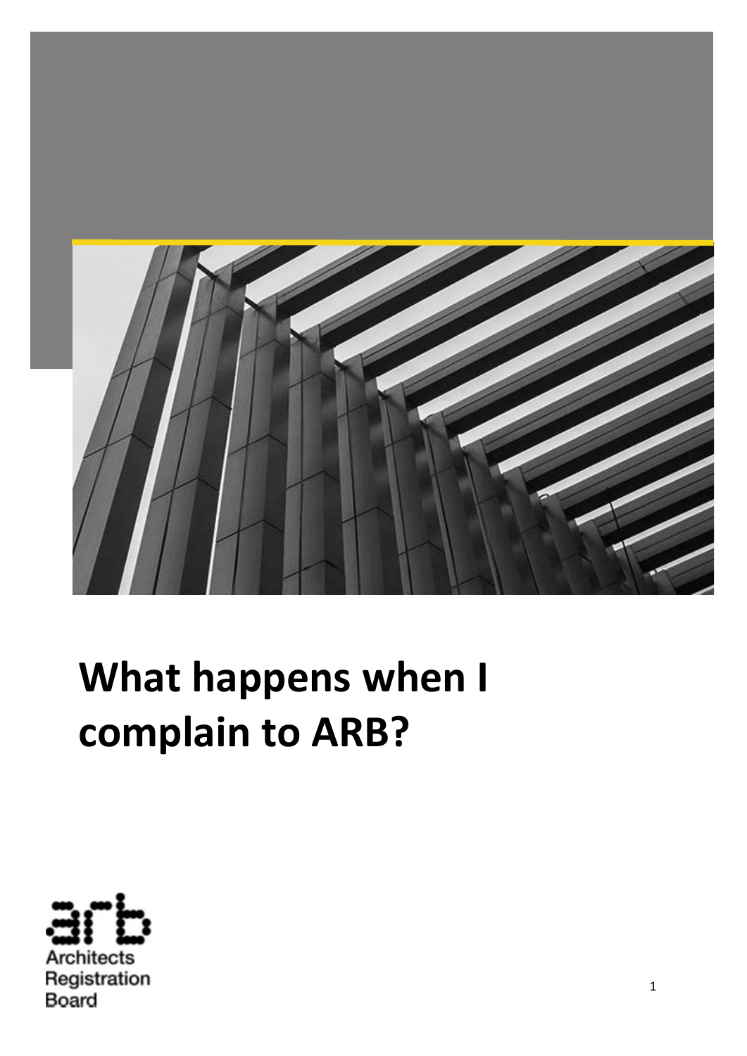# What happens when I complain to ARB?

Architects Registration Board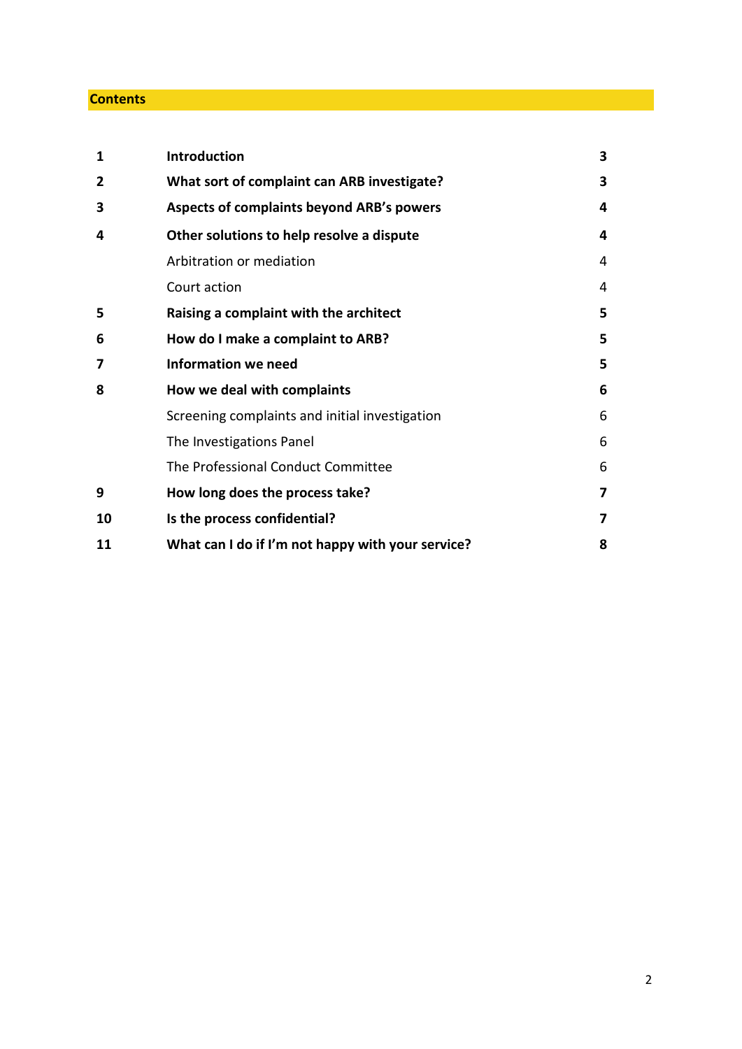## Contents

| | | |
|---|---|---|
| **1** | **Introduction** | **3** |
| **2** | **What sort of complaint can ARB investigate?** | **3** |
| **3** | **Aspects of complaints beyond ARB's powers** | **4** |
| **4** | **Other solutions to help resolve a dispute** | **4** |
| | Arbitration or mediation | 4 |
| | Court action | 4 |
| **5** | **Raising a complaint with the architect** | **5** |
| **6** | **How do I make a complaint to ARB?** | **5** |
| **7** | **Information we need** | **5** |
| **8** | **How we deal with complaints** | **6** |
| | Screening complaints and initial investigation | 6 |
| | The Investigations Panel | 6 |
| | The Professional Conduct Committee | 6 |
| **9** | **How long does the process take?** | **7** |
| **10** | **Is the process confidential?** | **7** |
| **11** | **What can I do if I'm not happy with your service?** | **8** |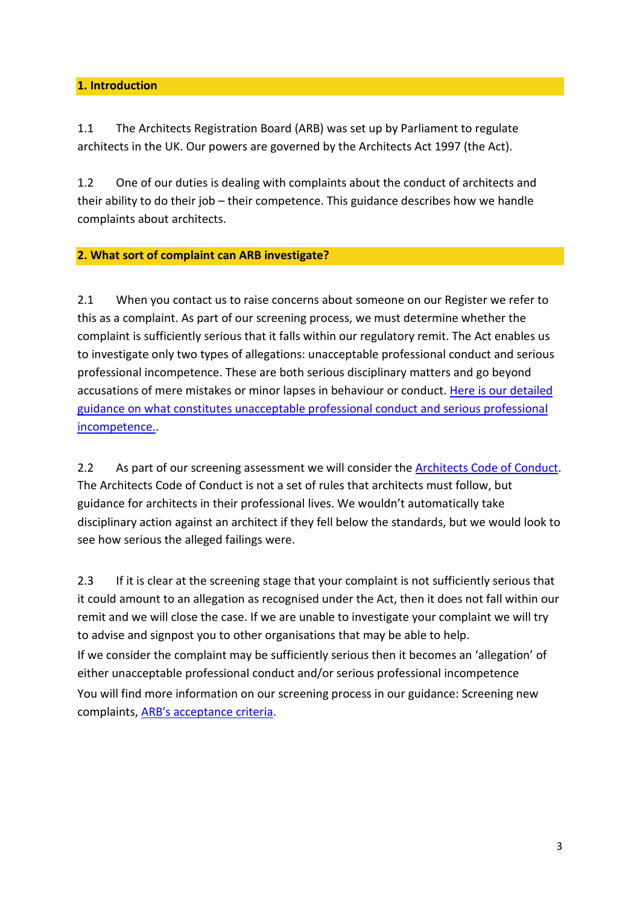## 1. Introduction

1.1 The Architects Registration Board (ARB) was set up by Parliament to regulate architects in the UK. Our powers are governed by the Architects Act 1997 (the Act).

1.2 One of our duties is dealing with complaints about the conduct of architects and their ability to do their job – their competence. This guidance describes how we handle complaints about architects.

## 2. What sort of complaint can ARB investigate?

2.1 When you contact us to raise concerns about someone on our Register we refer to this as a complaint. As part of our screening process, we must determine whether the complaint is sufficiently serious that it falls within our regulatory remit. The Act enables us to investigate only two types of allegations: unacceptable professional conduct and serious professional incompetence. These are both serious disciplinary matters and go beyond accusations of mere mistakes or minor lapses in behaviour or conduct. Here is our detailed guidance on what constitutes unacceptable professional conduct and serious professional incompetence..

2.2 As part of our screening assessment we will consider the Architects Code of Conduct. The Architects Code of Conduct is not a set of rules that architects must follow, but guidance for architects in their professional lives. We wouldn't automatically take disciplinary action against an architect if they fell below the standards, but we would look to see how serious the alleged failings were.

2.3 If it is clear at the screening stage that your complaint is not sufficiently serious that it could amount to an allegation as recognised under the Act, then it does not fall within our remit and we will close the case. If we are unable to investigate your complaint we will try to advise and signpost you to other organisations that may be able to help.

If we consider the complaint may be sufficiently serious then it becomes an 'allegation' of either unacceptable professional conduct and/or serious professional incompetence

You will find more information on our screening process in our guidance: Screening new complaints, ARB's acceptance criteria.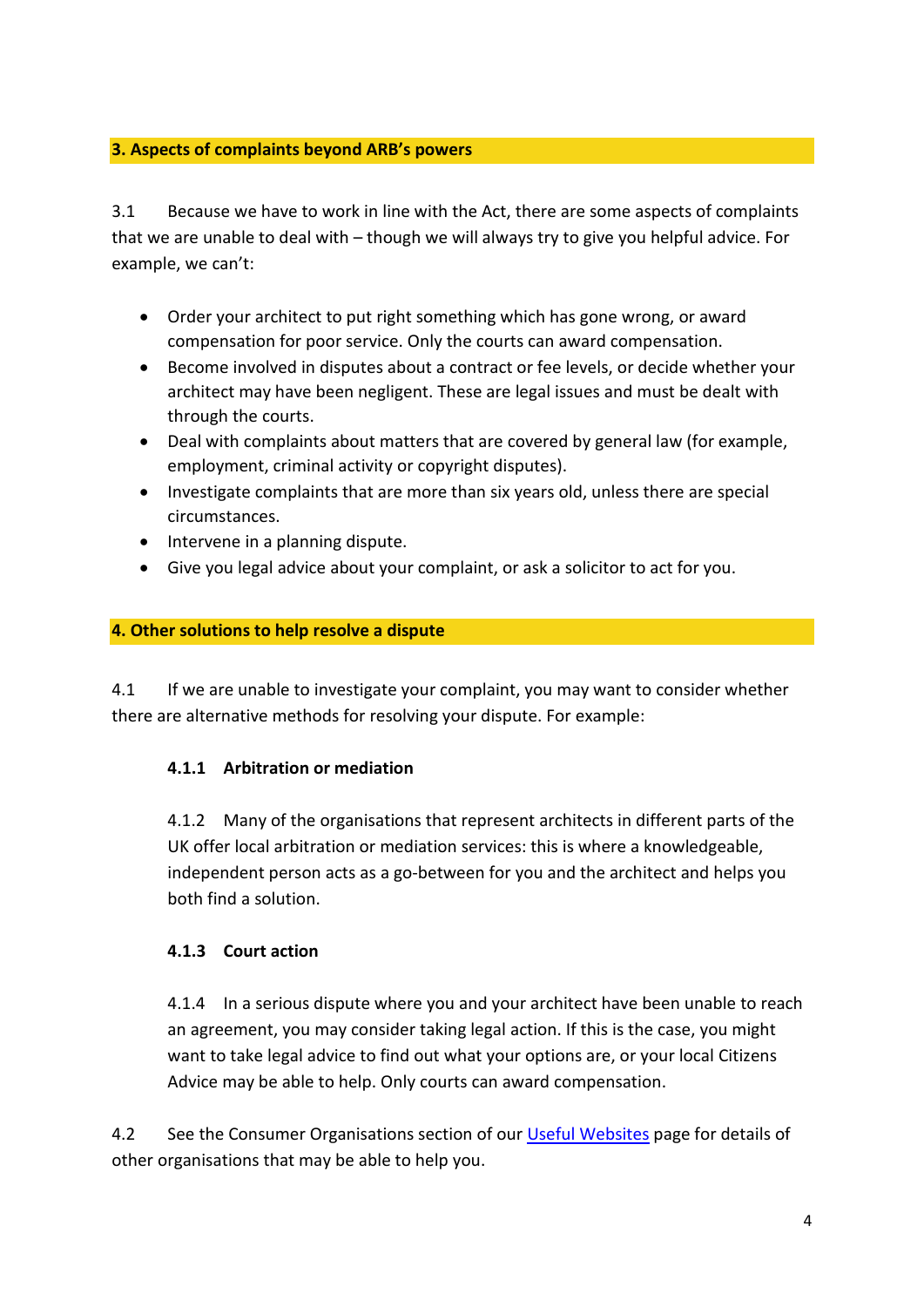## 3. Aspects of complaints beyond ARB's powers

3.1 Because we have to work in line with the Act, there are some aspects of complaints that we are unable to deal with – though we will always try to give you helpful advice. For example, we can't:

- Order your architect to put right something which has gone wrong, or award compensation for poor service. Only the courts can award compensation.
- Become involved in disputes about a contract or fee levels, or decide whether your architect may have been negligent. These are legal issues and must be dealt with through the courts.
- Deal with complaints about matters that are covered by general law (for example, employment, criminal activity or copyright disputes).
- Investigate complaints that are more than six years old, unless there are special circumstances.
- Intervene in a planning dispute.
- Give you legal advice about your complaint, or ask a solicitor to act for you.

## 4. Other solutions to help resolve a dispute

4.1 If we are unable to investigate your complaint, you may want to consider whether there are alternative methods for resolving your dispute. For example:

**4.1.1 Arbitration or mediation**

4.1.2 Many of the organisations that represent architects in different parts of the UK offer local arbitration or mediation services: this is where a knowledgeable, independent person acts as a go-between for you and the architect and helps you both find a solution.

**4.1.3 Court action**

4.1.4 In a serious dispute where you and your architect have been unable to reach an agreement, you may consider taking legal action. If this is the case, you might want to take legal advice to find out what your options are, or your local Citizens Advice may be able to help. Only courts can award compensation.

4.2 See the Consumer Organisations section of our [Useful Websites] page for details of other organisations that may be able to help you.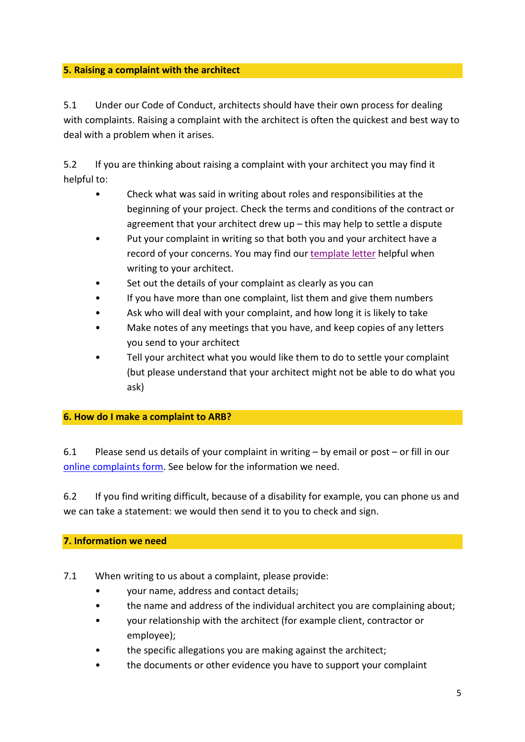## 5. Raising a complaint with the architect

5.1 Under our Code of Conduct, architects should have their own process for dealing with complaints. Raising a complaint with the architect is often the quickest and best way to deal with a problem when it arises.

5.2 If you are thinking about raising a complaint with your architect you may find it helpful to:

- Check what was said in writing about roles and responsibilities at the beginning of your project. Check the terms and conditions of the contract or agreement that your architect drew up – this may help to settle a dispute
- Put your complaint in writing so that both you and your architect have a record of your concerns. You may find our template letter helpful when writing to your architect.
- Set out the details of your complaint as clearly as you can
- If you have more than one complaint, list them and give them numbers
- Ask who will deal with your complaint, and how long it is likely to take
- Make notes of any meetings that you have, and keep copies of any letters you send to your architect
- Tell your architect what you would like them to do to settle your complaint (but please understand that your architect might not be able to do what you ask)

## 6. How do I make a complaint to ARB?

6.1 Please send us details of your complaint in writing – by email or post – or fill in our online complaints form. See below for the information we need.

6.2 If you find writing difficult, because of a disability for example, you can phone us and we can take a statement: we would then send it to you to check and sign.

## 7. Information we need

7.1 When writing to us about a complaint, please provide:

- your name, address and contact details;
- the name and address of the individual architect you are complaining about;
- your relationship with the architect (for example client, contractor or employee);
- the specific allegations you are making against the architect;
- the documents or other evidence you have to support your complaint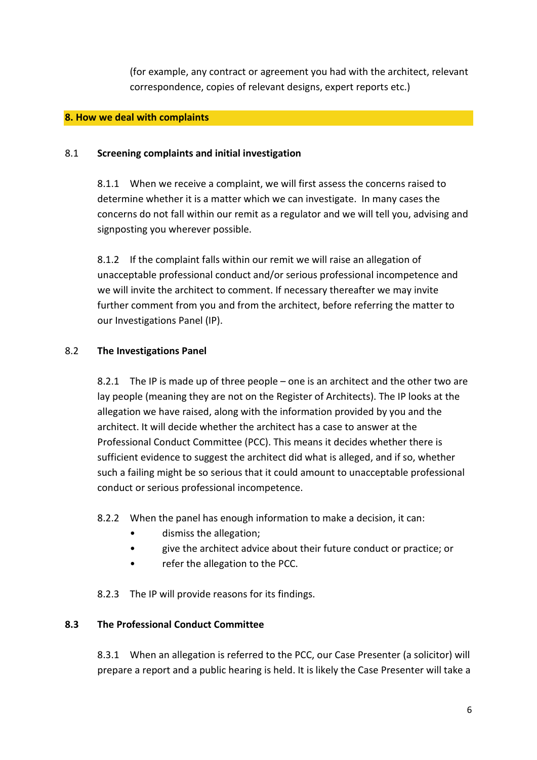(for example, any contract or agreement you had with the architect, relevant correspondence, copies of relevant designs, expert reports etc.)

## 8. How we deal with complaints

### 8.1 Screening complaints and initial investigation

8.1.1 When we receive a complaint, we will first assess the concerns raised to determine whether it is a matter which we can investigate. In many cases the concerns do not fall within our remit as a regulator and we will tell you, advising and signposting you wherever possible.

8.1.2 If the complaint falls within our remit we will raise an allegation of unacceptable professional conduct and/or serious professional incompetence and we will invite the architect to comment. If necessary thereafter we may invite further comment from you and from the architect, before referring the matter to our Investigations Panel (IP).

### 8.2 The Investigations Panel

8.2.1 The IP is made up of three people – one is an architect and the other two are lay people (meaning they are not on the Register of Architects). The IP looks at the allegation we have raised, along with the information provided by you and the architect. It will decide whether the architect has a case to answer at the Professional Conduct Committee (PCC). This means it decides whether there is sufficient evidence to suggest the architect did what is alleged, and if so, whether such a failing might be so serious that it could amount to unacceptable professional conduct or serious professional incompetence.

8.2.2 When the panel has enough information to make a decision, it can:

- dismiss the allegation;
- give the architect advice about their future conduct or practice; or
- refer the allegation to the PCC.

8.2.3 The IP will provide reasons for its findings.

### 8.3 The Professional Conduct Committee

8.3.1 When an allegation is referred to the PCC, our Case Presenter (a solicitor) will prepare a report and a public hearing is held. It is likely the Case Presenter will take a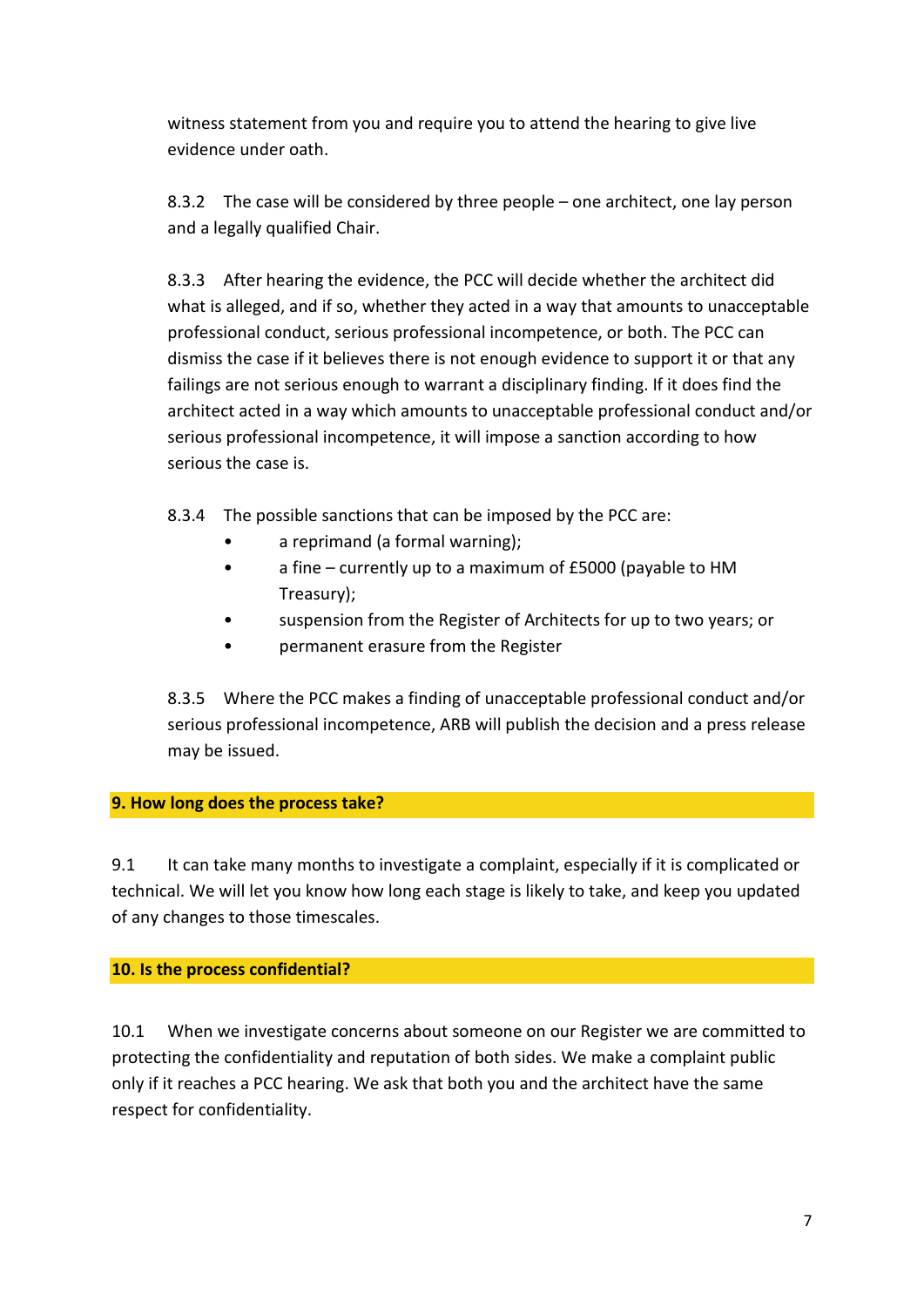witness statement from you and require you to attend the hearing to give live evidence under oath.

8.3.2 The case will be considered by three people – one architect, one lay person and a legally qualified Chair.

8.3.3 After hearing the evidence, the PCC will decide whether the architect did what is alleged, and if so, whether they acted in a way that amounts to unacceptable professional conduct, serious professional incompetence, or both. The PCC can dismiss the case if it believes there is not enough evidence to support it or that any failings are not serious enough to warrant a disciplinary finding. If it does find the architect acted in a way which amounts to unacceptable professional conduct and/or serious professional incompetence, it will impose a sanction according to how serious the case is.

8.3.4 The possible sanctions that can be imposed by the PCC are:

- a reprimand (a formal warning);
- a fine – currently up to a maximum of £5000 (payable to HM Treasury);
- suspension from the Register of Architects for up to two years; or
- permanent erasure from the Register

8.3.5 Where the PCC makes a finding of unacceptable professional conduct and/or serious professional incompetence, ARB will publish the decision and a press release may be issued.

## 9. How long does the process take?

9.1 It can take many months to investigate a complaint, especially if it is complicated or technical. We will let you know how long each stage is likely to take, and keep you updated of any changes to those timescales.

## 10. Is the process confidential?

10.1 When we investigate concerns about someone on our Register we are committed to protecting the confidentiality and reputation of both sides. We make a complaint public only if it reaches a PCC hearing. We ask that both you and the architect have the same respect for confidentiality.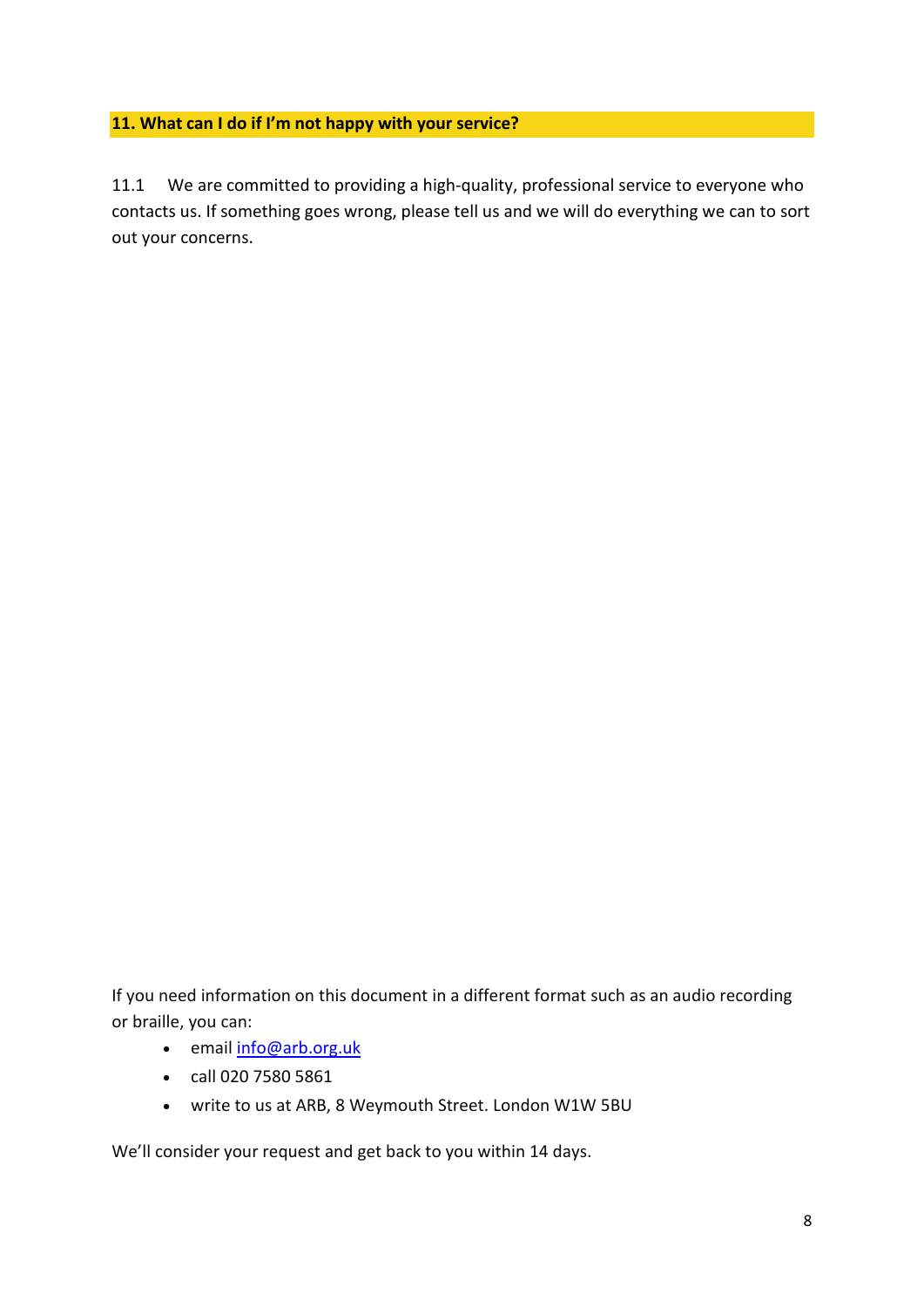**11. What can I do if I'm not happy with your service?**

11.1 We are committed to providing a high-quality, professional service to everyone who contacts us. If something goes wrong, please tell us and we will do everything we can to sort out your concerns.

If you need information on this document in a different format such as an audio recording or braille, you can:

- email info@arb.org.uk
- call 020 7580 5861
- write to us at ARB, 8 Weymouth Street. London W1W 5BU

We'll consider your request and get back to you within 14 days.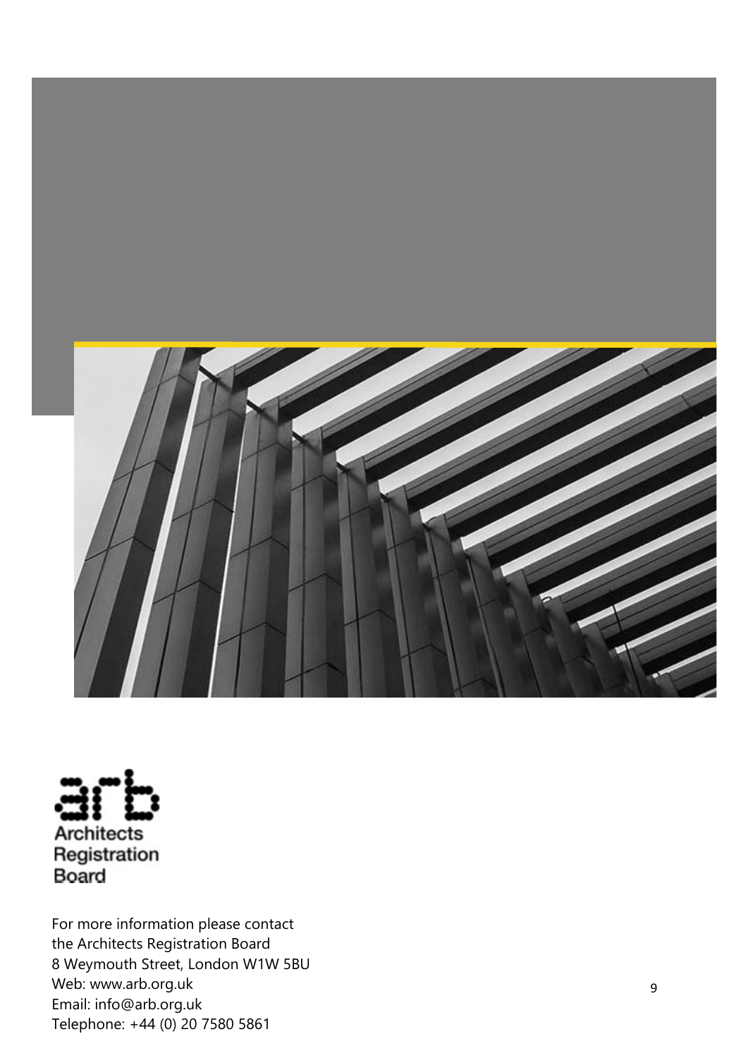Architects
Registration
Board

For more information please contact
the Architects Registration Board
8 Weymouth Street, London W1W 5BU
Web: www.arb.org.uk
Email: info@arb.org.uk
Telephone: +44 (0) 20 7580 5861